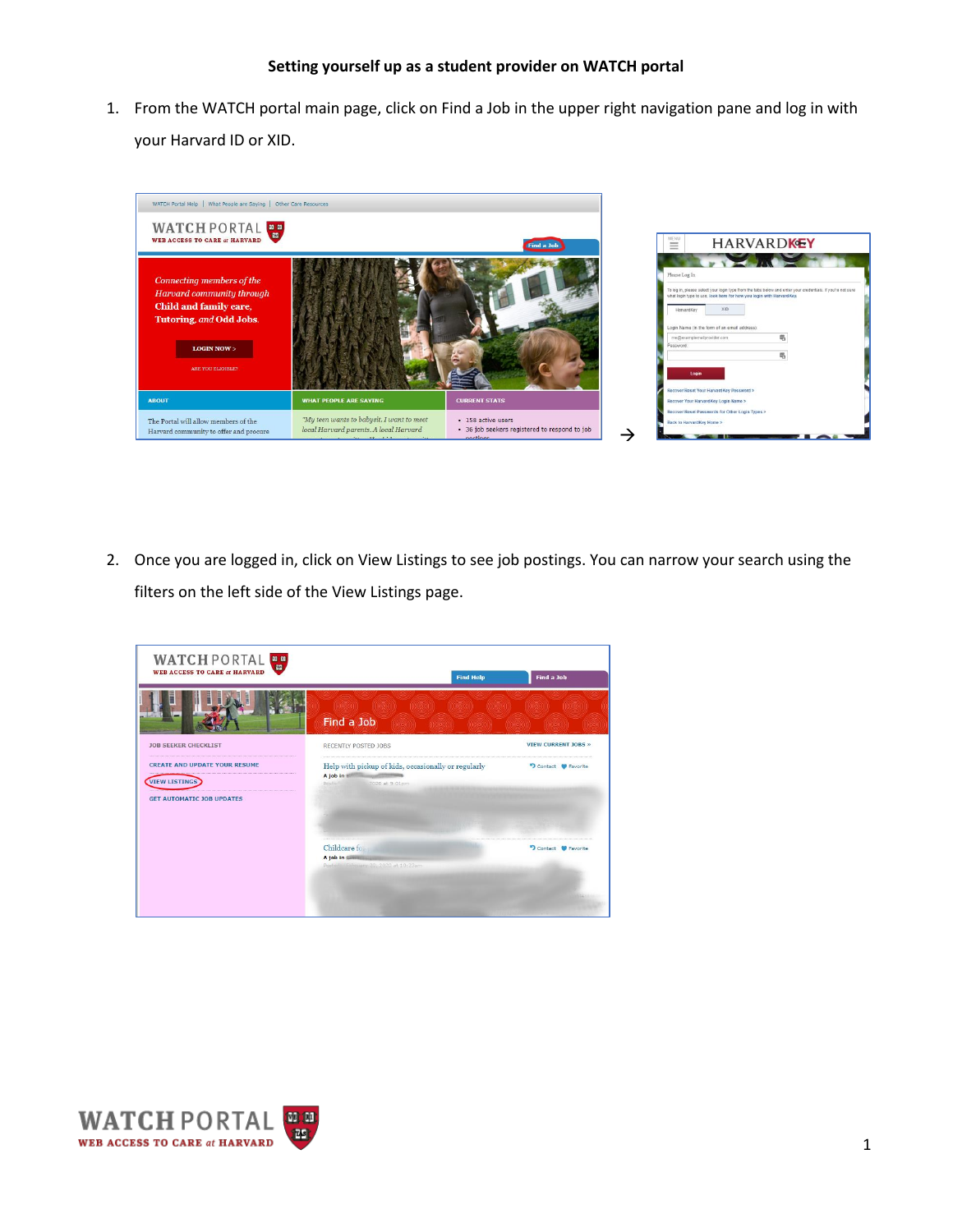**Setting yourself up as a student provider on WATCH portal**

1. From the WATCH portal main page, click on Find a Job in the upper right navigation pane and log in with your Harvard ID or XID.

2. Once you are logged in, click on View Listings to see job postings. You can narrow your search using the filters on the left side of the View Listings page.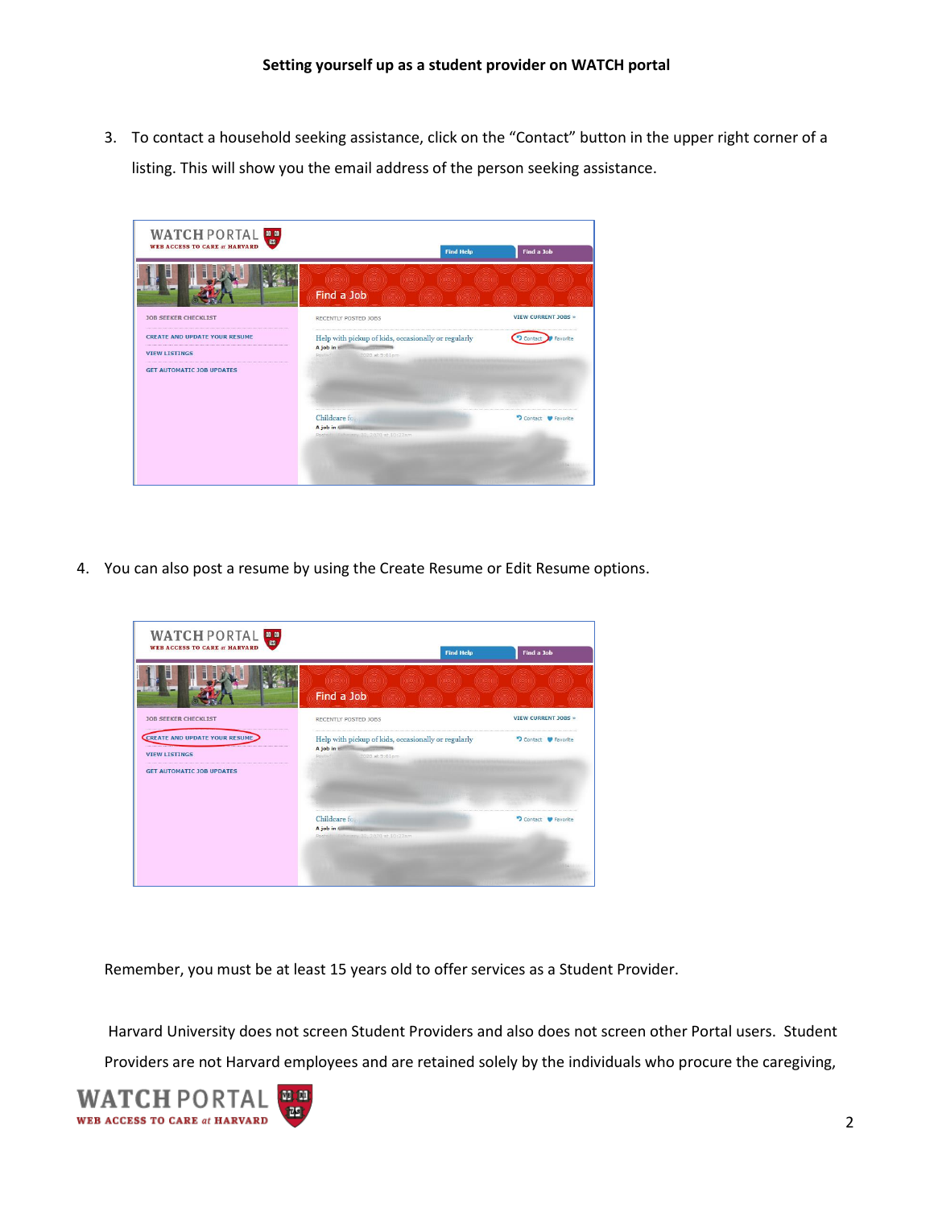3. To contact a household seeking assistance, click on the "Contact" button in the upper right corner of a listing. This will show you the email address of the person seeking assistance.

4. You can also post a resume by using the Create Resume or Edit Resume options.

Remember, you must be at least 15 years old to offer services as a Student Provider.

Harvard University does not screen Student Providers and also does not screen other Portal users. Student Providers are not Harvard employees and are retained solely by the individuals who procure the caregiving,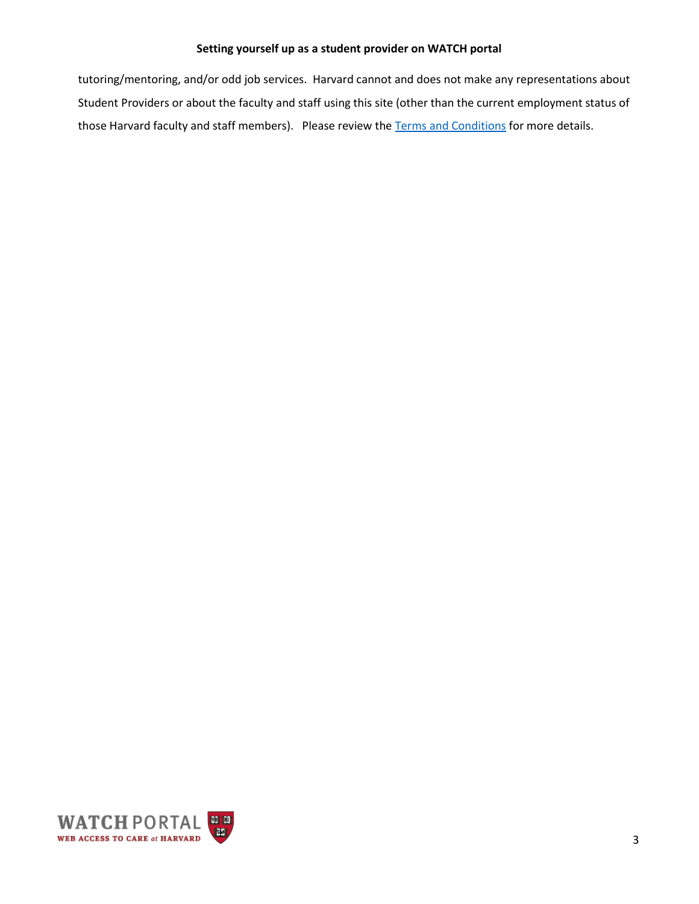tutoring/mentoring, and/or odd job services. Harvard cannot and does not make any representations about Student Providers or about the faculty and staff using this site (other than the current employment status of those Harvard faculty and staff members). Please review the Terms and Conditions for more details.